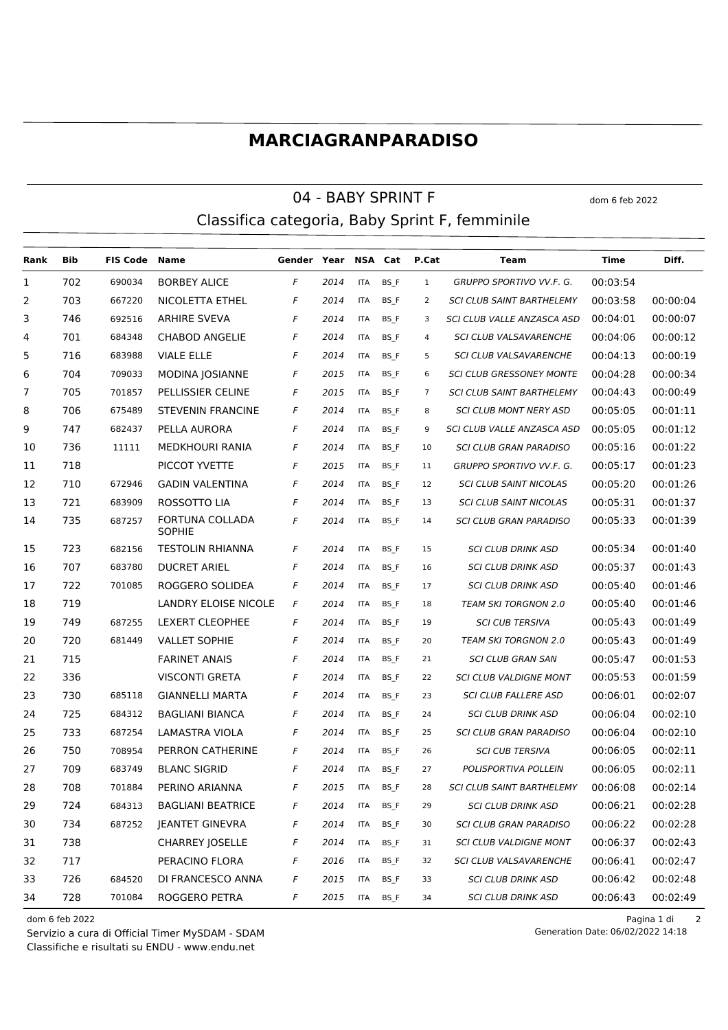# MARCIAGRANPARADISO

## 04 - BABY SPRINT F

dom 6 feb 2022

### Classifica categoria, Baby Sprint F, femminile

| Rank | Bib | FIS Code | Name | Gender | Year | NSA | Cat | P.Cat | Team | Time | Diff. |
|---|---|---|---|---|---|---|---|---|---|---|---|
| 1 | 702 | 690034 | BORBEY ALICE | F | 2014 | ITA | BS_F | 1 | GRUPPO SPORTIVO VV.F. G. | 00:03:54 | |
| 2 | 703 | 667220 | NICOLETTA ETHEL | F | 2014 | ITA | BS_F | 2 | SCI CLUB SAINT BARTHELEMY | 00:03:58 | 00:00:04 |
| 3 | 746 | 692516 | ARHIRE SVEVA | F | 2014 | ITA | BS_F | 3 | SCI CLUB VALLE ANZASCA ASD | 00:04:01 | 00:00:07 |
| 4 | 701 | 684348 | CHABOD ANGELIE | F | 2014 | ITA | BS_F | 4 | SCI CLUB VALSAVARENCHE | 00:04:06 | 00:00:12 |
| 5 | 716 | 683988 | VIALE ELLE | F | 2014 | ITA | BS_F | 5 | SCI CLUB VALSAVARENCHE | 00:04:13 | 00:00:19 |
| 6 | 704 | 709033 | MODINA JOSIANNE | F | 2015 | ITA | BS_F | 6 | SCI CLUB GRESSONEY MONTE | 00:04:28 | 00:00:34 |
| 7 | 705 | 701857 | PELLISSIER CELINE | F | 2015 | ITA | BS_F | 7 | SCI CLUB SAINT BARTHELEMY | 00:04:43 | 00:00:49 |
| 8 | 706 | 675489 | STEVENIN FRANCINE | F | 2014 | ITA | BS_F | 8 | SCI CLUB MONT NERY ASD | 00:05:05 | 00:01:11 |
| 9 | 747 | 682437 | PELLA AURORA | F | 2014 | ITA | BS_F | 9 | SCI CLUB VALLE ANZASCA ASD | 00:05:05 | 00:01:12 |
| 10 | 736 | 11111 | MEDKHOURI RANIA | F | 2014 | ITA | BS_F | 10 | SCI CLUB GRAN PARADISO | 00:05:16 | 00:01:22 |
| 11 | 718 | | PICCOT YVETTE | F | 2015 | ITA | BS_F | 11 | GRUPPO SPORTIVO VV.F. G. | 00:05:17 | 00:01:23 |
| 12 | 710 | 672946 | GADIN VALENTINA | F | 2014 | ITA | BS_F | 12 | SCI CLUB SAINT NICOLAS | 00:05:20 | 00:01:26 |
| 13 | 721 | 683909 | ROSSOTTO LIA | F | 2014 | ITA | BS_F | 13 | SCI CLUB SAINT NICOLAS | 00:05:31 | 00:01:37 |
| 14 | 735 | 687257 | FORTUNA COLLADA SOPHIE | F | 2014 | ITA | BS_F | 14 | SCI CLUB GRAN PARADISO | 00:05:33 | 00:01:39 |
| 15 | 723 | 682156 | TESTOLIN RHIANNA | F | 2014 | ITA | BS_F | 15 | SCI CLUB DRINK ASD | 00:05:34 | 00:01:40 |
| 16 | 707 | 683780 | DUCRET ARIEL | F | 2014 | ITA | BS_F | 16 | SCI CLUB DRINK ASD | 00:05:37 | 00:01:43 |
| 17 | 722 | 701085 | ROGGERO SOLIDEA | F | 2014 | ITA | BS_F | 17 | SCI CLUB DRINK ASD | 00:05:40 | 00:01:46 |
| 18 | 719 | | LANDRY ELOISE NICOLE | F | 2014 | ITA | BS_F | 18 | TEAM SKI TORGNON 2.0 | 00:05:40 | 00:01:46 |
| 19 | 749 | 687255 | LEXERT CLEOPHEE | F | 2014 | ITA | BS_F | 19 | SCI CUB TERSIVA | 00:05:43 | 00:01:49 |
| 20 | 720 | 681449 | VALLET SOPHIE | F | 2014 | ITA | BS_F | 20 | TEAM SKI TORGNON 2.0 | 00:05:43 | 00:01:49 |
| 21 | 715 | | FARINET ANAIS | F | 2014 | ITA | BS_F | 21 | SCI CLUB GRAN SAN | 00:05:47 | 00:01:53 |
| 22 | 336 | | VISCONTI GRETA | F | 2014 | ITA | BS_F | 22 | SCI CLUB VALDIGNE MONT | 00:05:53 | 00:01:59 |
| 23 | 730 | 685118 | GIANNELLI MARTA | F | 2014 | ITA | BS_F | 23 | SCI CLUB FALLERE ASD | 00:06:01 | 00:02:07 |
| 24 | 725 | 684312 | BAGLIANI BIANCA | F | 2014 | ITA | BS_F | 24 | SCI CLUB DRINK ASD | 00:06:04 | 00:02:10 |
| 25 | 733 | 687254 | LAMASTRA VIOLA | F | 2014 | ITA | BS_F | 25 | SCI CLUB GRAN PARADISO | 00:06:04 | 00:02:10 |
| 26 | 750 | 708954 | PERRON CATHERINE | F | 2014 | ITA | BS_F | 26 | SCI CUB TERSIVA | 00:06:05 | 00:02:11 |
| 27 | 709 | 683749 | BLANC SIGRID | F | 2014 | ITA | BS_F | 27 | POLISPORTIVA POLLEIN | 00:06:05 | 00:02:11 |
| 28 | 708 | 701884 | PERINO ARIANNA | F | 2015 | ITA | BS_F | 28 | SCI CLUB SAINT BARTHELEMY | 00:06:08 | 00:02:14 |
| 29 | 724 | 684313 | BAGLIANI BEATRICE | F | 2014 | ITA | BS_F | 29 | SCI CLUB DRINK ASD | 00:06:21 | 00:02:28 |
| 30 | 734 | 687252 | JEANTET GINEVRA | F | 2014 | ITA | BS_F | 30 | SCI CLUB GRAN PARADISO | 00:06:22 | 00:02:28 |
| 31 | 738 | | CHARREY JOSELLE | F | 2014 | ITA | BS_F | 31 | SCI CLUB VALDIGNE MONT | 00:06:37 | 00:02:43 |
| 32 | 717 | | PERACINO FLORA | F | 2016 | ITA | BS_F | 32 | SCI CLUB VALSAVARENCHE | 00:06:41 | 00:02:47 |
| 33 | 726 | 684520 | DI FRANCESCO ANNA | F | 2015 | ITA | BS_F | 33 | SCI CLUB DRINK ASD | 00:06:42 | 00:02:48 |
| 34 | 728 | 701084 | ROGGERO PETRA | F | 2015 | ITA | BS_F | 34 | SCI CLUB DRINK ASD | 00:06:43 | 00:02:49 |

dom 6 feb 2022

Servizio a cura di Official Timer MySDAM - SDAM

Classifiche e risultati su ENDU - www.endu.net

Generation Date: 06/02/2022 14:18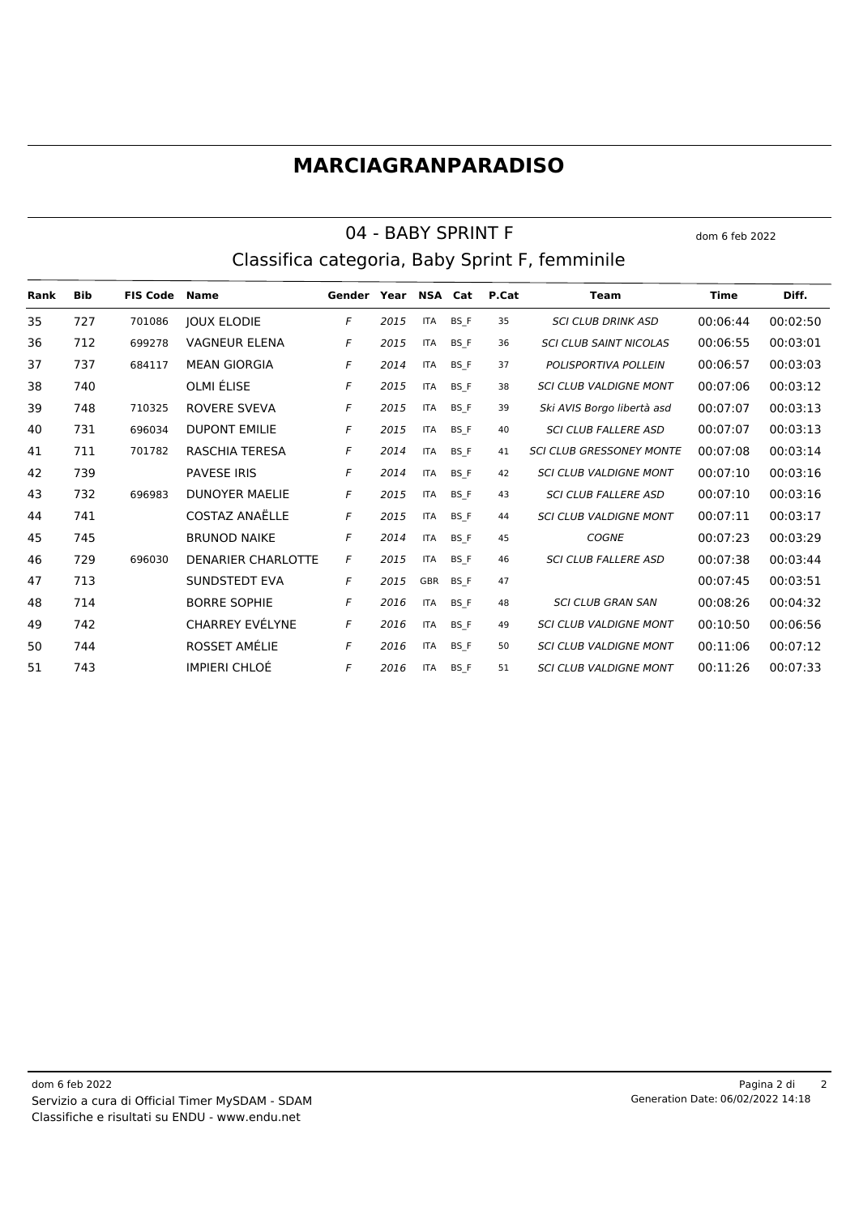# MARCIAGRANPARADISO

## 04 - BABY SPRINT F

dom 6 feb 2022

### Classifica categoria, Baby Sprint F, femminile

| Rank | Bib | FIS Code | Name | Gender | Year | NSA | Cat | P.Cat | Team | Time | Diff. |
|---|---|---|---|---|---|---|---|---|---|---|---|
| 35 | 727 | 701086 | JOUX ELODIE | F | 2015 | ITA | BS_F | 35 | SCI CLUB DRINK ASD | 00:06:44 | 00:02:50 |
| 36 | 712 | 699278 | VAGNEUR ELENA | F | 2015 | ITA | BS_F | 36 | SCI CLUB SAINT NICOLAS | 00:06:55 | 00:03:01 |
| 37 | 737 | 684117 | MEAN GIORGIA | F | 2014 | ITA | BS_F | 37 | POLISPORTIVA POLLEIN | 00:06:57 | 00:03:03 |
| 38 | 740 | | OLMI ÉLISE | F | 2015 | ITA | BS_F | 38 | SCI CLUB VALDIGNE MONT | 00:07:06 | 00:03:12 |
| 39 | 748 | 710325 | ROVERE SVEVA | F | 2015 | ITA | BS_F | 39 | Ski AVIS Borgo libertà asd | 00:07:07 | 00:03:13 |
| 40 | 731 | 696034 | DUPONT EMILIE | F | 2015 | ITA | BS_F | 40 | SCI CLUB FALLERE ASD | 00:07:07 | 00:03:13 |
| 41 | 711 | 701782 | RASCHIA TERESA | F | 2014 | ITA | BS_F | 41 | SCI CLUB GRESSONEY MONTE | 00:07:08 | 00:03:14 |
| 42 | 739 | | PAVESE IRIS | F | 2014 | ITA | BS_F | 42 | SCI CLUB VALDIGNE MONT | 00:07:10 | 00:03:16 |
| 43 | 732 | 696983 | DUNOYER MAELIE | F | 2015 | ITA | BS_F | 43 | SCI CLUB FALLERE ASD | 00:07:10 | 00:03:16 |
| 44 | 741 | | COSTAZ ANAËLLE | F | 2015 | ITA | BS_F | 44 | SCI CLUB VALDIGNE MONT | 00:07:11 | 00:03:17 |
| 45 | 745 | | BRUNOD NAIKE | F | 2014 | ITA | BS_F | 45 | COGNE | 00:07:23 | 00:03:29 |
| 46 | 729 | 696030 | DENARIER CHARLOTTE | F | 2015 | ITA | BS_F | 46 | SCI CLUB FALLERE ASD | 00:07:38 | 00:03:44 |
| 47 | 713 | | SUNDSTEDT EVA | F | 2015 | GBR | BS_F | 47 | | 00:07:45 | 00:03:51 |
| 48 | 714 | | BORRE SOPHIE | F | 2016 | ITA | BS_F | 48 | SCI CLUB GRAN SAN | 00:08:26 | 00:04:32 |
| 49 | 742 | | CHARREY EVÉLYNE | F | 2016 | ITA | BS_F | 49 | SCI CLUB VALDIGNE MONT | 00:10:50 | 00:06:56 |
| 50 | 744 | | ROSSET AMÉLIE | F | 2016 | ITA | BS_F | 50 | SCI CLUB VALDIGNE MONT | 00:11:06 | 00:07:12 |
| 51 | 743 | | IMPIERI CHLOÉ | F | 2016 | ITA | BS_F | 51 | SCI CLUB VALDIGNE MONT | 00:11:26 | 00:07:33 |

dom 6 feb 2022
Servizio a cura di Official Timer MySDAM - SDAM
Classifiche e risultati su ENDU - www.endu.net

Generation Date: 06/02/2022 14:18